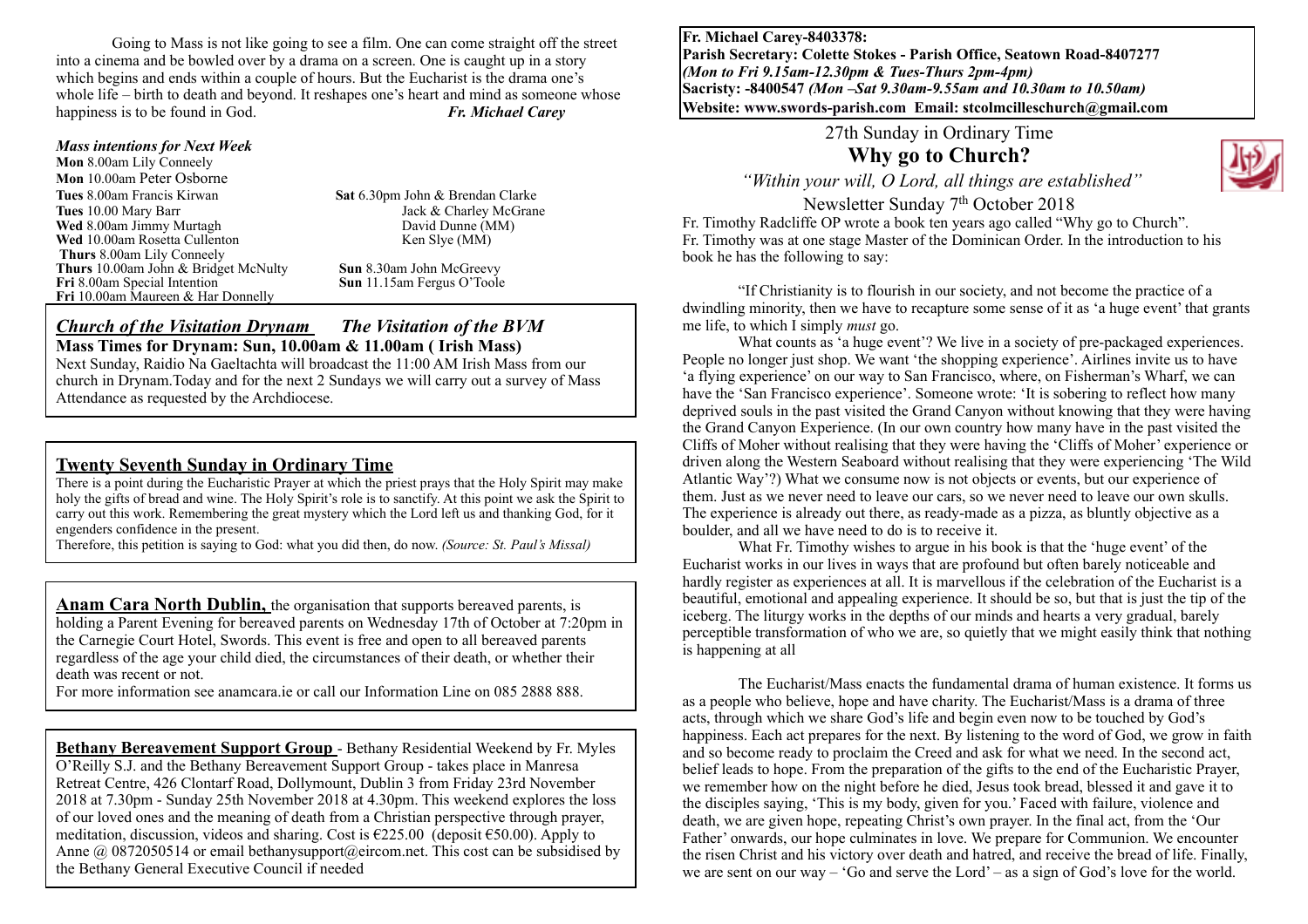Going to Mass is not like going to see a film. One can come straight off the street into a cinema and be bowled over by a drama on a screen. One is caught up in a story which begins and ends within a couple of hours. But the Eucharist is the drama one's whole life – birth to death and beyond. It reshapes one's heart and mind as someone whose happiness is to be found in God. ***Fr. Michael Carey***

***Mass intentions for Next Week***

**Mon** 8.00am Lily Conneely
**Mon** 10.00am Peter Osborne
**Tues** 8.00am Francis Kirwan
**Tues** 10.00 Mary Barr
**Wed** 8.00am Jimmy Murtagh
**Wed** 10.00am Rosetta Cullenton
**Thurs** 8.00am Lily Conneely
**Thurs** 10.00am John & Bridget McNulty
**Fri** 8.00am Special Intention
**Fri** 10.00am Maureen & Har Donnelly

**Sat** 6.30pm John & Brendan Clarke
Jack & Charley McGrane
David Dunne (MM)
Ken Slye (MM)
**Sun** 8.30am John McGreevy
**Sun** 11.15am Fergus O'Toole

***Church of the Visitation Drynam*** ***The Visitation of the BVM***

**Mass Times for Drynam: Sun, 10.00am & 11.00am ( Irish Mass)**

Next Sunday, Raidio Na Gaeltachta will broadcast the 11:00 AM Irish Mass from our church in Drynam.Today and for the next 2 Sundays we will carry out a survey of Mass Attendance as requested by the Archdiocese.

**Twenty Seventh Sunday in Ordinary Time**

There is a point during the Eucharistic Prayer at which the priest prays that the Holy Spirit may make holy the gifts of bread and wine. The Holy Spirit's role is to sanctify. At this point we ask the Spirit to carry out this work. Remembering the great mystery which the Lord left us and thanking God, for it engenders confidence in the present.
Therefore, this petition is saying to God: what you did then, do now. *(Source: St. Paul's Missal)*

**Anam Cara North Dublin,** the organisation that supports bereaved parents, is holding a Parent Evening for bereaved parents on Wednesday 17th of October at 7:20pm in the Carnegie Court Hotel, Swords. This event is free and open to all bereaved parents regardless of the age your child died, the circumstances of their death, or whether their death was recent or not.
For more information see anamcara.ie or call our Information Line on 085 2888 888.

**Bethany Bereavement Support Group** - Bethany Residential Weekend by Fr. Myles O'Reilly S.J. and the Bethany Bereavement Support Group - takes place in Manresa Retreat Centre, 426 Clontarf Road, Dollymount, Dublin 3 from Friday 23rd November 2018 at 7.30pm - Sunday 25th November 2018 at 4.30pm. This weekend explores the loss of our loved ones and the meaning of death from a Christian perspective through prayer, meditation, discussion, videos and sharing. Cost is €225.00 (deposit €50.00). Apply to Anne @ 0872050514 or email bethanysupport@eircom.net. This cost can be subsidised by the Bethany General Executive Council if needed

**Fr. Michael Carey-8403378:**
**Parish Secretary: Colette Stokes - Parish Office, Seatown Road-8407277**
***(Mon to Fri 9.15am-12.30pm & Tues-Thurs 2pm-4pm)***
**Sacristy: -8400547** ***(Mon –Sat 9.30am-9.55am and 10.30am to 10.50am)***
**Website: www.swords-parish.com Email: stcolmcilleschurch@gmail.com**

27th Sunday in Ordinary Time

# Why go to Church?

*"Within your will, O Lord, all things are established"*

Newsletter Sunday 7th October 2018

Fr. Timothy Radcliffe OP wrote a book ten years ago called "Why go to Church". Fr. Timothy was at one stage Master of the Dominican Order. In the introduction to his book he has the following to say:

"If Christianity is to flourish in our society, and not become the practice of a dwindling minority, then we have to recapture some sense of it as 'a huge event' that grants me life, to which I simply *must* go.

What counts as 'a huge event'? We live in a society of pre-packaged experiences. People no longer just shop. We want 'the shopping experience'. Airlines invite us to have 'a flying experience' on our way to San Francisco, where, on Fisherman's Wharf, we can have the 'San Francisco experience'. Someone wrote: 'It is sobering to reflect how many deprived souls in the past visited the Grand Canyon without knowing that they were having the Grand Canyon Experience. (In our own country how many have in the past visited the Cliffs of Moher without realising that they were having the 'Cliffs of Moher' experience or driven along the Western Seaboard without realising that they were experiencing 'The Wild Atlantic Way'?) What we consume now is not objects or events, but our experience of them. Just as we never need to leave our cars, so we never need to leave our own skulls. The experience is already out there, as ready-made as a pizza, as bluntly objective as a boulder, and all we have need to do is to receive it.

What Fr. Timothy wishes to argue in his book is that the 'huge event' of the Eucharist works in our lives in ways that are profound but often barely noticeable and hardly register as experiences at all. It is marvellous if the celebration of the Eucharist is a beautiful, emotional and appealing experience. It should be so, but that is just the tip of the iceberg. The liturgy works in the depths of our minds and hearts a very gradual, barely perceptible transformation of who we are, so quietly that we might easily think that nothing is happening at all

The Eucharist/Mass enacts the fundamental drama of human existence. It forms us as a people who believe, hope and have charity. The Eucharist/Mass is a drama of three acts, through which we share God's life and begin even now to be touched by God's happiness. Each act prepares for the next. By listening to the word of God, we grow in faith and so become ready to proclaim the Creed and ask for what we need. In the second act, belief leads to hope. From the preparation of the gifts to the end of the Eucharistic Prayer, we remember how on the night before he died, Jesus took bread, blessed it and gave it to the disciples saying, 'This is my body, given for you.' Faced with failure, violence and death, we are given hope, repeating Christ's own prayer. In the final act, from the 'Our Father' onwards, our hope culminates in love. We prepare for Communion. We encounter the risen Christ and his victory over death and hatred, and receive the bread of life. Finally, we are sent on our way – 'Go and serve the Lord' – as a sign of God's love for the world.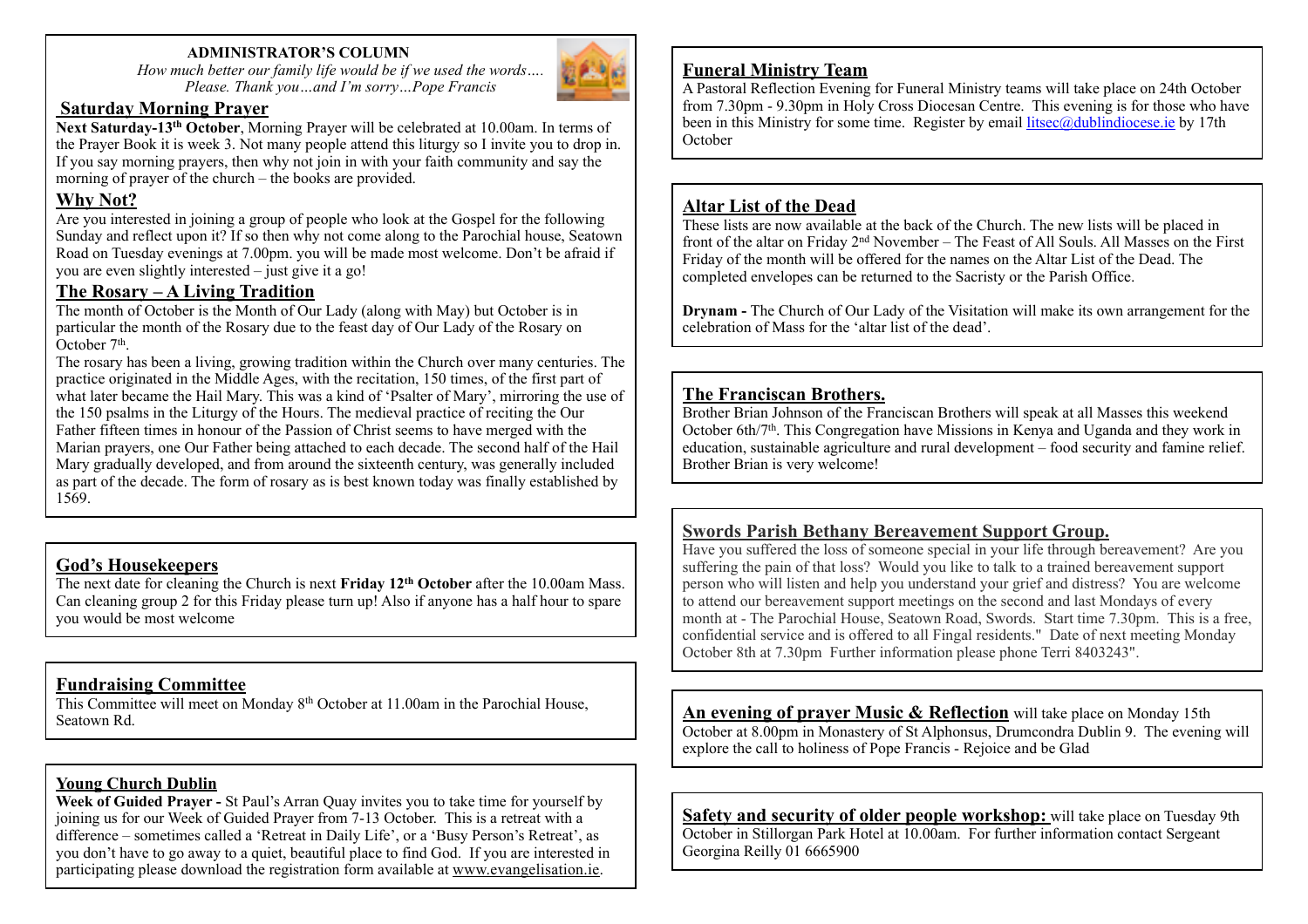**ADMINISTRATOR'S COLUMN**

*How much better our family life would be if we used the words…. Please. Thank you…and I'm sorry…Pope Francis*

## Saturday Morning Prayer

**Next Saturday-13th October**, Morning Prayer will be celebrated at 10.00am. In terms of the Prayer Book it is week 3. Not many people attend this liturgy so I invite you to drop in. If you say morning prayers, then why not join in with your faith community and say the morning of prayer of the church – the books are provided.

## Why Not?

Are you interested in joining a group of people who look at the Gospel for the following Sunday and reflect upon it? If so then why not come along to the Parochial house, Seatown Road on Tuesday evenings at 7.00pm. you will be made most welcome. Don't be afraid if you are even slightly interested – just give it a go!

## The Rosary – A Living Tradition

The month of October is the Month of Our Lady (along with May) but October is in particular the month of the Rosary due to the feast day of Our Lady of the Rosary on October 7th.

The rosary has been a living, growing tradition within the Church over many centuries. The practice originated in the Middle Ages, with the recitation, 150 times, of the first part of what later became the Hail Mary. This was a kind of 'Psalter of Mary', mirroring the use of the 150 psalms in the Liturgy of the Hours. The medieval practice of reciting the Our Father fifteen times in honour of the Passion of Christ seems to have merged with the Marian prayers, one Our Father being attached to each decade. The second half of the Hail Mary gradually developed, and from around the sixteenth century, was generally included as part of the decade. The form of rosary as is best known today was finally established by 1569.

## God's Housekeepers

The next date for cleaning the Church is next **Friday 12th October** after the 10.00am Mass. Can cleaning group 2 for this Friday please turn up! Also if anyone has a half hour to spare you would be most welcome

## Fundraising Committee

This Committee will meet on Monday 8th October at 11.00am in the Parochial House, Seatown Rd.

## Young Church Dublin

**Week of Guided Prayer -** St Paul's Arran Quay invites you to take time for yourself by joining us for our Week of Guided Prayer from 7-13 October. This is a retreat with a difference – sometimes called a 'Retreat in Daily Life', or a 'Busy Person's Retreat', as you don't have to go away to a quiet, beautiful place to find God. If you are interested in participating please download the registration form available at www.evangelisation.ie.

## Funeral Ministry Team

A Pastoral Reflection Evening for Funeral Ministry teams will take place on 24th October from 7.30pm - 9.30pm in Holy Cross Diocesan Centre. This evening is for those who have been in this Ministry for some time. Register by email litsec@dublindiocese.ie by 17th October

## Altar List of the Dead

These lists are now available at the back of the Church. The new lists will be placed in front of the altar on Friday 2nd November – The Feast of All Souls. All Masses on the First Friday of the month will be offered for the names on the Altar List of the Dead. The completed envelopes can be returned to the Sacristy or the Parish Office.

**Drynam -** The Church of Our Lady of the Visitation will make its own arrangement for the celebration of Mass for the 'altar list of the dead'.

## The Franciscan Brothers.

Brother Brian Johnson of the Franciscan Brothers will speak at all Masses this weekend October 6th/7th. This Congregation have Missions in Kenya and Uganda and they work in education, sustainable agriculture and rural development – food security and famine relief. Brother Brian is very welcome!

## Swords Parish Bethany Bereavement Support Group.

Have you suffered the loss of someone special in your life through bereavement? Are you suffering the pain of that loss? Would you like to talk to a trained bereavement support person who will listen and help you understand your grief and distress? You are welcome to attend our bereavement support meetings on the second and last Mondays of every month at - The Parochial House, Seatown Road, Swords. Start time 7.30pm. This is a free, confidential service and is offered to all Fingal residents." Date of next meeting Monday October 8th at 7.30pm Further information please phone Terri 8403243".

**An evening of prayer Music & Reflection** will take place on Monday 15th October at 8.00pm in Monastery of St Alphonsus, Drumcondra Dublin 9. The evening will explore the call to holiness of Pope Francis - Rejoice and be Glad

**Safety and security of older people workshop:** will take place on Tuesday 9th October in Stillorgan Park Hotel at 10.00am. For further information contact Sergeant Georgina Reilly 01 6665900